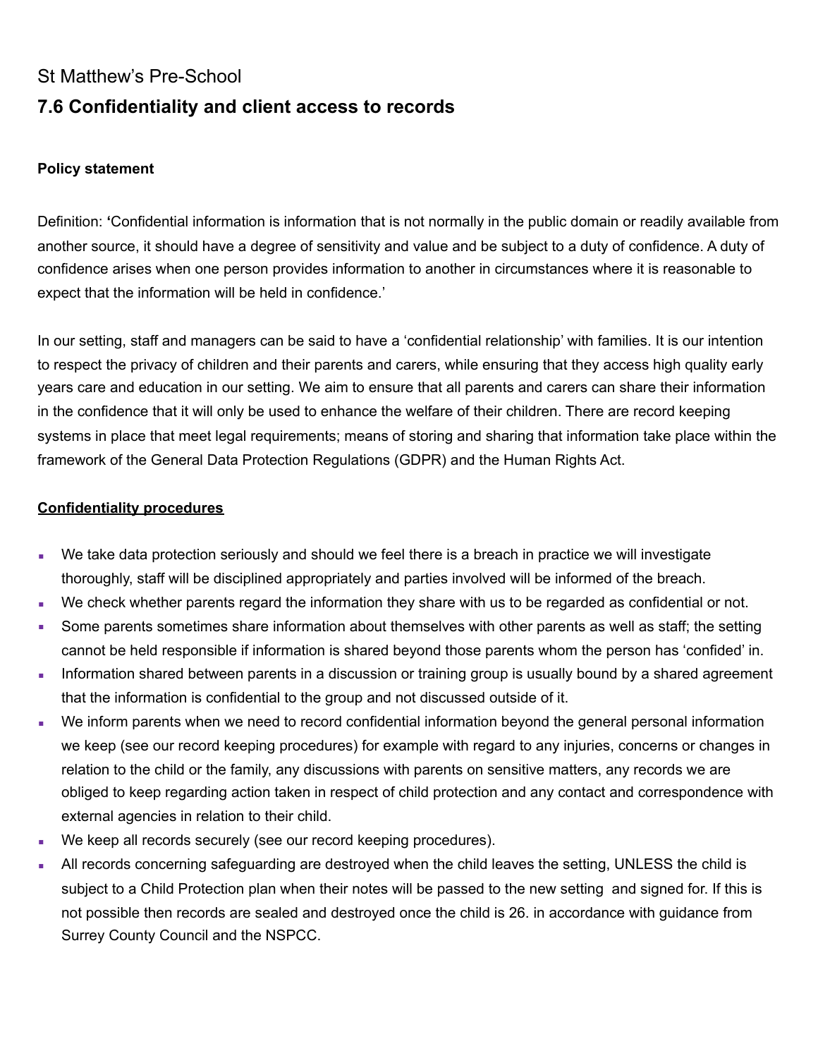St Matthew's Pre-School

# 7.6 Confidentiality and client access to records

**Policy statement**

Definition: **'**Confidential information is information that is not normally in the public domain or readily available from another source, it should have a degree of sensitivity and value and be subject to a duty of confidence. A duty of confidence arises when one person provides information to another in circumstances where it is reasonable to expect that the information will be held in confidence.'

In our setting, staff and managers can be said to have a 'confidential relationship' with families. It is our intention to respect the privacy of children and their parents and carers, while ensuring that they access high quality early years care and education in our setting. We aim to ensure that all parents and carers can share their information in the confidence that it will only be used to enhance the welfare of their children. There are record keeping systems in place that meet legal requirements; means of storing and sharing that information take place within the framework of the General Data Protection Regulations (GDPR) and the Human Rights Act.

**<u>Confidentiality procedures</u>**

- We take data protection seriously and should we feel there is a breach in practice we will investigate thoroughly, staff will be disciplined appropriately and parties involved will be informed of the breach.
- We check whether parents regard the information they share with us to be regarded as confidential or not.
- Some parents sometimes share information about themselves with other parents as well as staff; the setting cannot be held responsible if information is shared beyond those parents whom the person has 'confided' in.
- Information shared between parents in a discussion or training group is usually bound by a shared agreement that the information is confidential to the group and not discussed outside of it.
- We inform parents when we need to record confidential information beyond the general personal information we keep (see our record keeping procedures) for example with regard to any injuries, concerns or changes in relation to the child or the family, any discussions with parents on sensitive matters, any records we are obliged to keep regarding action taken in respect of child protection and any contact and correspondence with external agencies in relation to their child.
- We keep all records securely (see our record keeping procedures).
- All records concerning safeguarding are destroyed when the child leaves the setting, UNLESS the child is subject to a Child Protection plan when their notes will be passed to the new setting and signed for. If this is not possible then records are sealed and destroyed once the child is 26. in accordance with guidance from Surrey County Council and the NSPCC.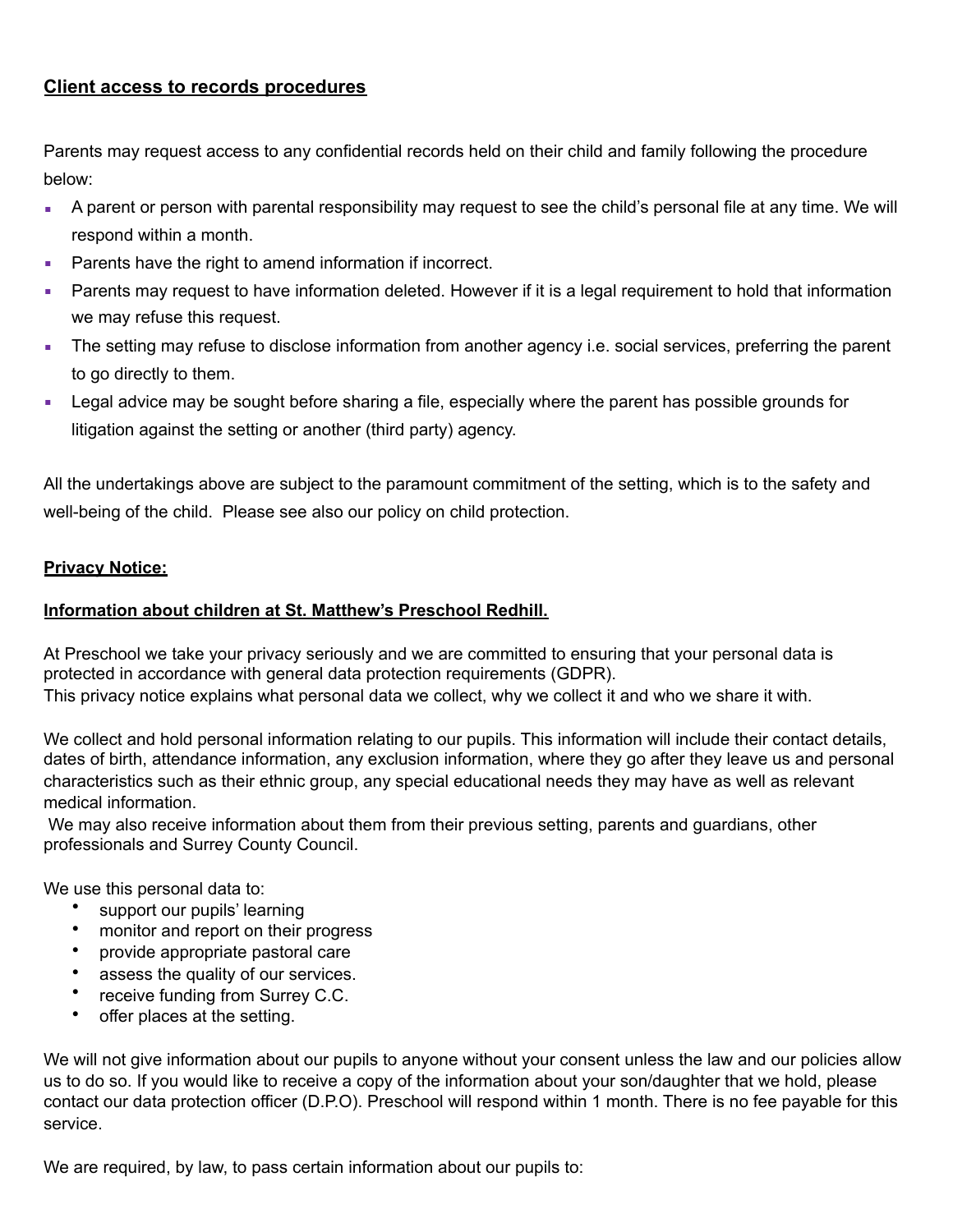**Client access to records procedures**

Parents may request access to any confidential records held on their child and family following the procedure below:

- A parent or person with parental responsibility may request to see the child's personal file at any time. We will respond within a month.
- Parents have the right to amend information if incorrect.
- Parents may request to have information deleted. However if it is a legal requirement to hold that information we may refuse this request.
- The setting may refuse to disclose information from another agency i.e. social services, preferring the parent to go directly to them.
- Legal advice may be sought before sharing a file, especially where the parent has possible grounds for litigation against the setting or another (third party) agency.

All the undertakings above are subject to the paramount commitment of the setting, which is to the safety and well-being of the child. Please see also our policy on child protection.

**Privacy Notice:**

**Information about children at St. Matthew's Preschool Redhill.**

At Preschool we take your privacy seriously and we are committed to ensuring that your personal data is protected in accordance with general data protection requirements (GDPR).
This privacy notice explains what personal data we collect, why we collect it and who we share it with.

We collect and hold personal information relating to our pupils. This information will include their contact details, dates of birth, attendance information, any exclusion information, where they go after they leave us and personal characteristics such as their ethnic group, any special educational needs they may have as well as relevant medical information.
We may also receive information about them from their previous setting, parents and guardians, other professionals and Surrey County Council.

We use this personal data to:

- support our pupils' learning
- monitor and report on their progress
- provide appropriate pastoral care
- assess the quality of our services.
- receive funding from Surrey C.C.
- offer places at the setting.

We will not give information about our pupils to anyone without your consent unless the law and our policies allow us to do so. If you would like to receive a copy of the information about your son/daughter that we hold, please contact our data protection officer (D.P.O). Preschool will respond within 1 month. There is no fee payable for this service.

We are required, by law, to pass certain information about our pupils to: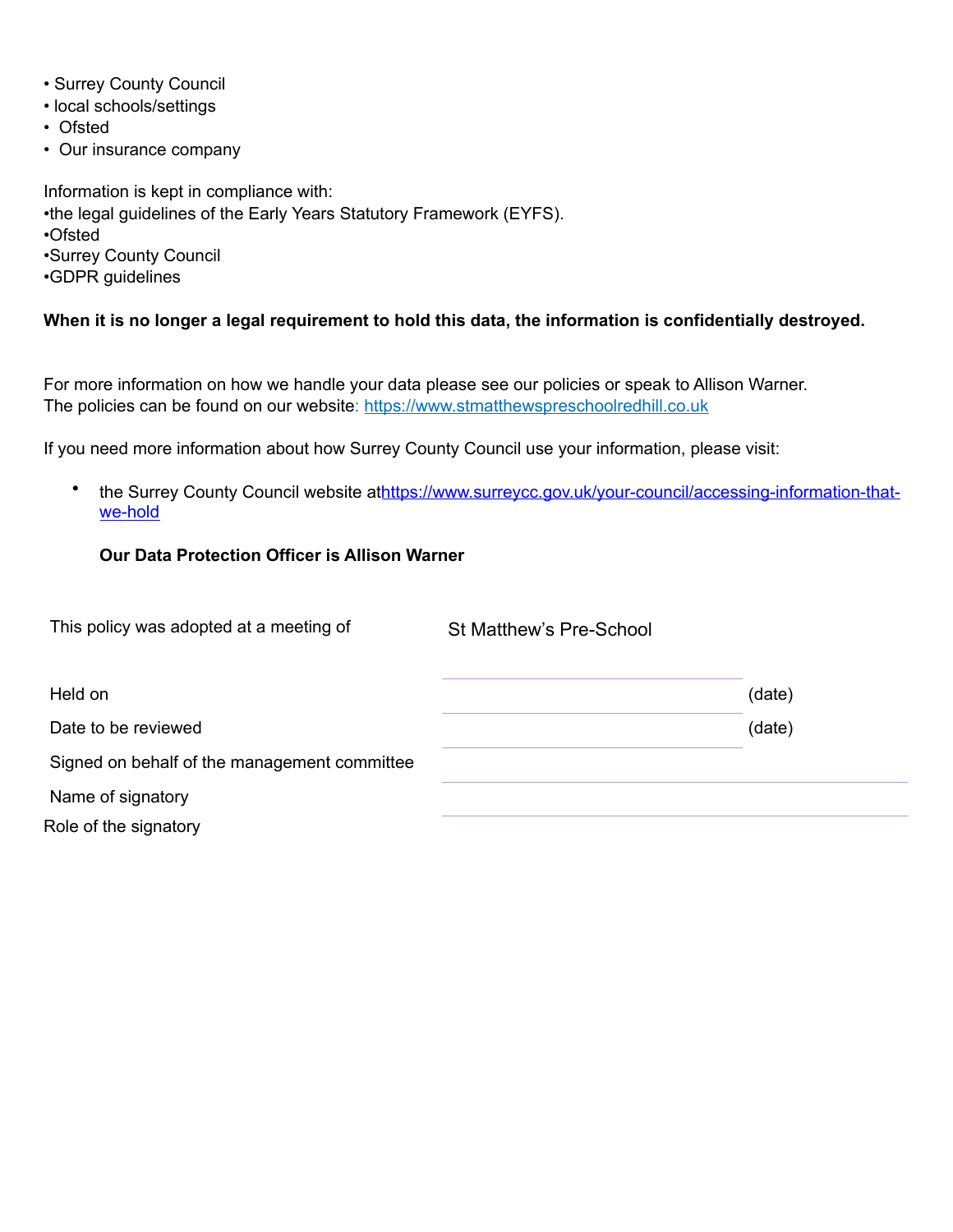- Surrey County Council
- local schools/settings
- Ofsted
- Our insurance company

Information is kept in compliance with:
- the legal guidelines of the Early Years Statutory Framework (EYFS).
- Ofsted
- Surrey County Council
- GDPR guidelines

**When it is no longer a legal requirement to hold this data, the information is confidentially destroyed.**

For more information on how we handle your data please see our policies or speak to Allison Warner.
The policies can be found on our website: https://www.stmatthewspreschoolredhill.co.uk

If you need more information about how Surrey County Council use your information, please visit:

- the Surrey County Council website athttps://www.surreycc.gov.uk/your-council/accessing-information-that-we-hold

**Our Data Protection Officer is Allison Warner**

| | | |
|---|---|---|
| This policy was adopted at a meeting of | St Matthew's Pre-School | |
| Held on | | (date) |
| Date to be reviewed | | (date) |
| Signed on behalf of the management committee | | |
| Name of signatory | | |
| Role of the signatory | | |